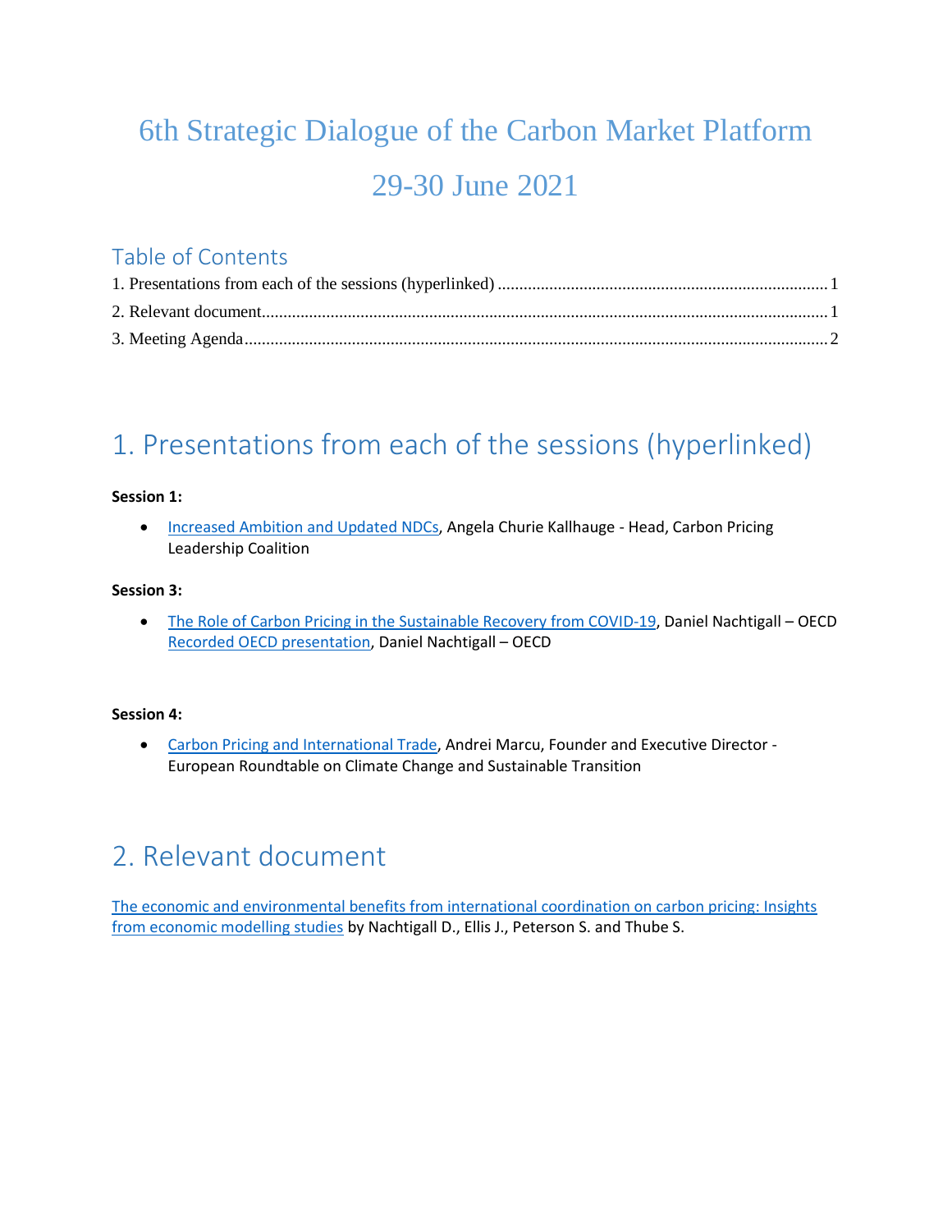# 6th Strategic Dialogue of the Carbon Market Platform

# 29-30 June 2021

## Table of Contents

1. Presentations from each of the sessions (hyperlinked) ........ 1
2. Relevant document ........ 1
3. Meeting Agenda ........ 2

## 1. Presentations from each of the sessions (hyperlinked)

**Session 1:**

- Increased Ambition and Updated NDCs, Angela Churie Kallhauge - Head, Carbon Pricing Leadership Coalition

**Session 3:**

- The Role of Carbon Pricing in the Sustainable Recovery from COVID-19, Daniel Nachtigall – OECD
  Recorded OECD presentation, Daniel Nachtigall – OECD

**Session 4:**

- Carbon Pricing and International Trade, Andrei Marcu, Founder and Executive Director - European Roundtable on Climate Change and Sustainable Transition

## 2. Relevant document

The economic and environmental benefits from international coordination on carbon pricing: Insights from economic modelling studies by Nachtigall D., Ellis J., Peterson S. and Thube S.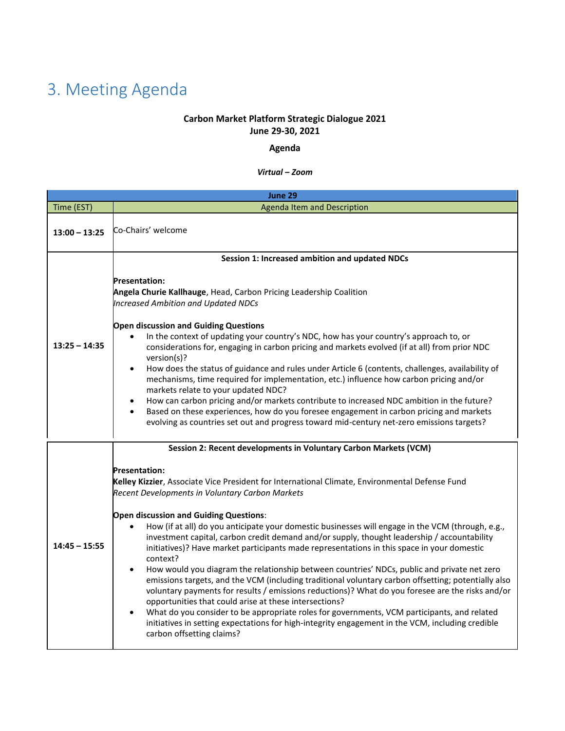# 3. Meeting Agenda

**Carbon Market Platform Strategic Dialogue 2021**
**June 29-30, 2021**

**Agenda**

***Virtual – Zoom***

| June 29 | |
|---|---|
| Time (EST) | Agenda Item and Description |
| **13:00 – 13:25** | Co-Chairs' welcome |
| **13:25 – 14:35** | **Session 1: Increased ambition and updated NDCs**<br><br>**Presentation:**<br>**Angela Churie Kallhauge**, Head, Carbon Pricing Leadership Coalition<br>*Increased Ambition and Updated NDCs*<br><br>**Open discussion and Guiding Questions**<br>• In the context of updating your country's NDC, how has your country's approach to, or considerations for, engaging in carbon pricing and markets evolved (if at all) from prior NDC version(s)?<br>• How does the status of guidance and rules under Article 6 (contents, challenges, availability of mechanisms, time required for implementation, etc.) influence how carbon pricing and/or markets relate to your updated NDC?<br>• How can carbon pricing and/or markets contribute to increased NDC ambition in the future?<br>• Based on these experiences, how do you foresee engagement in carbon pricing and markets evolving as countries set out and progress toward mid-century net-zero emissions targets? |
| **14:45 – 15:55** | **Session 2: Recent developments in Voluntary Carbon Markets (VCM)**<br><br>**Presentation:**<br>**Kelley Kizzier**, Associate Vice President for International Climate, Environmental Defense Fund<br>*Recent Developments in Voluntary Carbon Markets*<br><br>**Open discussion and Guiding Questions**:<br>• How (if at all) do you anticipate your domestic businesses will engage in the VCM (through, e.g., investment capital, carbon credit demand and/or supply, thought leadership / accountability initiatives)? Have market participants made representations in this space in your domestic context?<br>• How would you diagram the relationship between countries' NDCs, public and private net zero emissions targets, and the VCM (including traditional voluntary carbon offsetting; potentially also voluntary payments for results / emissions reductions)? What do you foresee are the risks and/or opportunities that could arise at these intersections?<br>• What do you consider to be appropriate roles for governments, VCM participants, and related initiatives in setting expectations for high-integrity engagement in the VCM, including credible carbon offsetting claims? |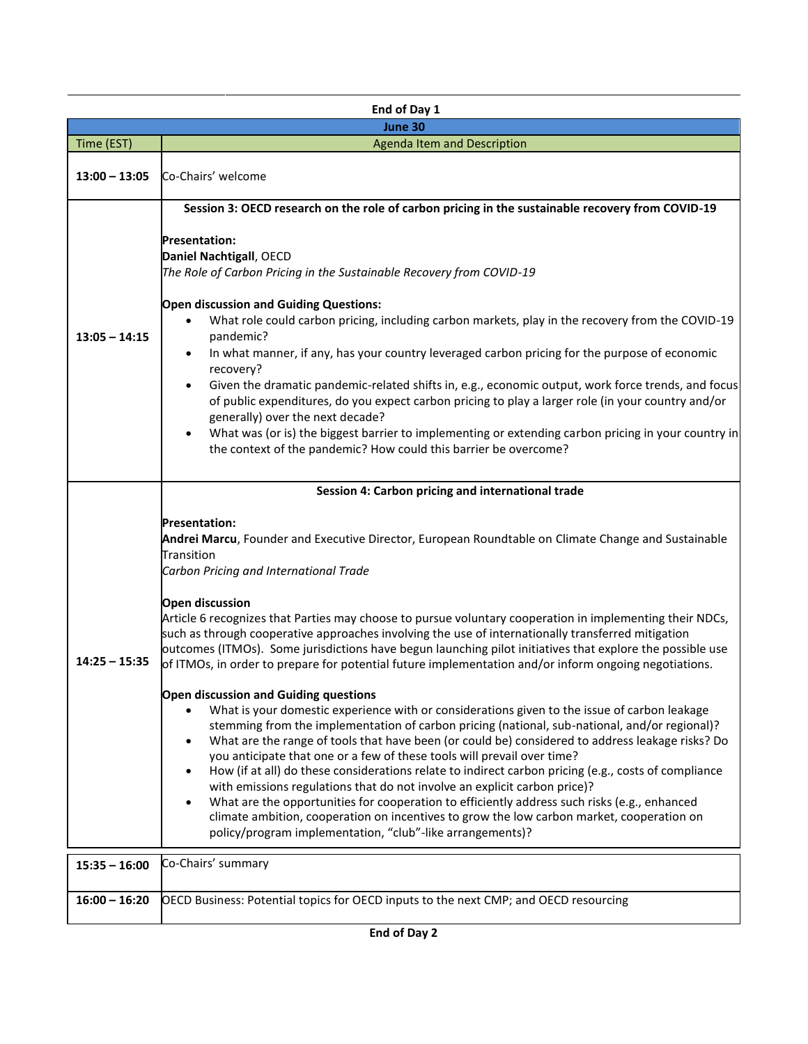**End of Day 1**

| June 30 | |
| --- | --- |
| Time (EST) | Agenda Item and Description |
| **13:00 – 13:05** | Co-Chairs' welcome |
| **13:05 – 14:15** | **Session 3: OECD research on the role of carbon pricing in the sustainable recovery from COVID-19**<br><br>**Presentation:**<br>**Daniel Nachtigall**, OECD<br>*The Role of Carbon Pricing in the Sustainable Recovery from COVID-19*<br><br>**Open discussion and Guiding Questions:**<br>• What role could carbon pricing, including carbon markets, play in the recovery from the COVID-19 pandemic?<br>• In what manner, if any, has your country leveraged carbon pricing for the purpose of economic recovery?<br>• Given the dramatic pandemic-related shifts in, e.g., economic output, work force trends, and focus of public expenditures, do you expect carbon pricing to play a larger role (in your country and/or generally) over the next decade?<br>• What was (or is) the biggest barrier to implementing or extending carbon pricing in your country in the context of the pandemic? How could this barrier be overcome? |
| **14:25 – 15:35** | **Session 4: Carbon pricing and international trade**<br><br>**Presentation:**<br>**Andrei Marcu**, Founder and Executive Director, European Roundtable on Climate Change and Sustainable Transition<br>*Carbon Pricing and International Trade*<br><br>**Open discussion**<br>Article 6 recognizes that Parties may choose to pursue voluntary cooperation in implementing their NDCs, such as through cooperative approaches involving the use of internationally transferred mitigation outcomes (ITMOs). Some jurisdictions have begun launching pilot initiatives that explore the possible use of ITMOs, in order to prepare for potential future implementation and/or inform ongoing negotiations.<br><br>**Open discussion and Guiding questions**<br>• What is your domestic experience with or considerations given to the issue of carbon leakage stemming from the implementation of carbon pricing (national, sub-national, and/or regional)?<br>• What are the range of tools that have been (or could be) considered to address leakage risks? Do you anticipate that one or a few of these tools will prevail over time?<br>• How (if at all) do these considerations relate to indirect carbon pricing (e.g., costs of compliance with emissions regulations that do not involve an explicit carbon price)?<br>• What are the opportunities for cooperation to efficiently address such risks (e.g., enhanced climate ambition, cooperation on incentives to grow the low carbon market, cooperation on policy/program implementation, "club"-like arrangements)? |
| **15:35 – 16:00** | Co-Chairs' summary |
| **16:00 – 16:20** | OECD Business: Potential topics for OECD inputs to the next CMP; and OECD resourcing |

**End of Day 2**